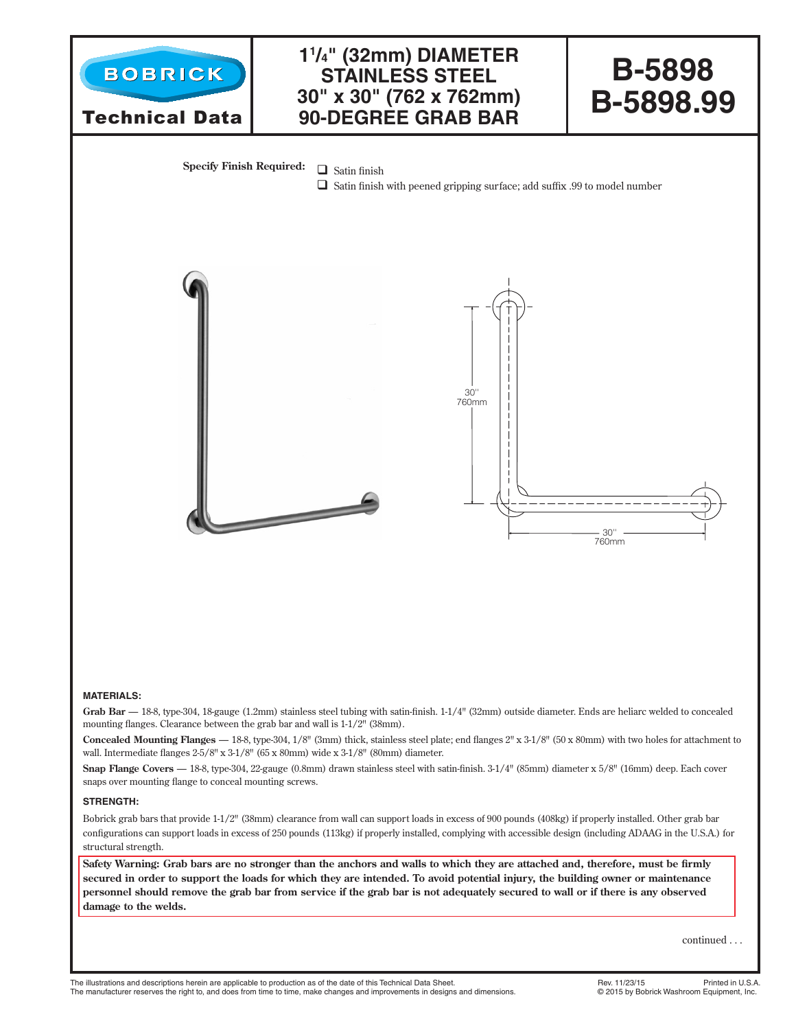# BOBRICK Technical Data

## 1¼" (32mm) DIAMETER STAINLESS STEEL 30" x 30" (762 x 762mm) 90-DEGREE GRAB BAR

# B-5898 B-5898.99

**Specify Finish Required:**

- ❑ Satin finish
- ❑ Satin finish with peened gripping surface; add suffix .99 to model number

30" 760mm

30" 760mm

### MATERIALS:

**Grab Bar** — 18-8, type-304, 18-gauge (1.2mm) stainless steel tubing with satin-finish. 1-1/4" (32mm) outside diameter. Ends are heliarc welded to concealed mounting flanges. Clearance between the grab bar and wall is 1-1/2" (38mm).

**Concealed Mounting Flanges** — 18-8, type-304, 1/8" (3mm) thick, stainless steel plate; end flanges 2" x 3-1/8" (50 x 80mm) with two holes for attachment to wall. Intermediate flanges 2-5/8" x 3-1/8" (65 x 80mm) wide x 3-1/8" (80mm) diameter.

**Snap Flange Covers** — 18-8, type-304, 22-gauge (0.8mm) drawn stainless steel with satin-finish. 3-1/4" (85mm) diameter x 5/8" (16mm) deep. Each cover snaps over mounting flange to conceal mounting screws.

### STRENGTH:

Bobrick grab bars that provide 1-1/2" (38mm) clearance from wall can support loads in excess of 900 pounds (408kg) if properly installed. Other grab bar configurations can support loads in excess of 250 pounds (113kg) if properly installed, complying with accessible design (including ADAAG in the U.S.A.) for structural strength.

**Safety Warning: Grab bars are no stronger than the anchors and walls to which they are attached and, therefore, must be firmly secured in order to support the loads for which they are intended. To avoid potential injury, the building owner or maintenance personnel should remove the grab bar from service if the grab bar is not adequately secured to wall or if there is any observed damage to the welds.**

continued . . .

The illustrations and descriptions herein are applicable to production as of the date of this Technical Data Sheet.
The manufacturer reserves the right to, and does from time to time, make changes and improvements in designs and dimensions.

Rev. 11/23/15 Printed in U.S.A.
© 2015 by Bobrick Washroom Equipment, Inc.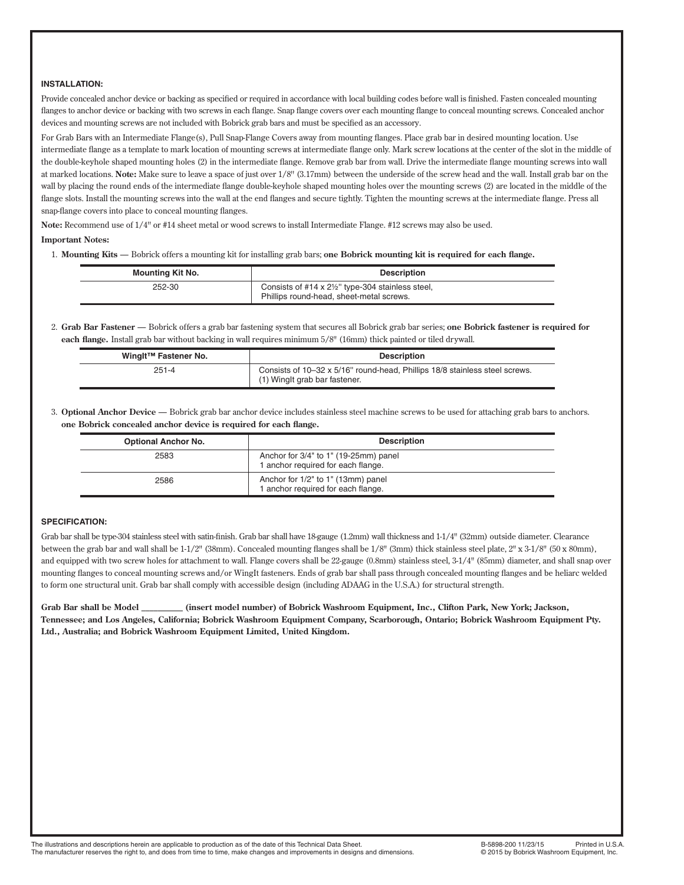## INSTALLATION:

Provide concealed anchor device or backing as specified or required in accordance with local building codes before wall is finished. Fasten concealed mounting flanges to anchor device or backing with two screws in each flange. Snap flange covers over each mounting flange to conceal mounting screws. Concealed anchor devices and mounting screws are not included with Bobrick grab bars and must be specified as an accessory.

For Grab Bars with an Intermediate Flange(s), Pull Snap-Flange Covers away from mounting flanges. Place grab bar in desired mounting location. Use intermediate flange as a template to mark location of mounting screws at intermediate flange only. Mark screw locations at the center of the slot in the middle of the double-keyhole shaped mounting holes (2) in the intermediate flange. Remove grab bar from wall. Drive the intermediate flange mounting screws into wall at marked locations. **Note:** Make sure to leave a space of just over 1/8" (3.17mm) between the underside of the screw head and the wall. Install grab bar on the wall by placing the round ends of the intermediate flange double-keyhole shaped mounting holes over the mounting screws (2) are located in the middle of the flange slots. Install the mounting screws into the wall at the end flanges and secure tightly. Tighten the mounting screws at the intermediate flange. Press all snap-flange covers into place to conceal mounting flanges.

**Note:** Recommend use of 1/4" or #14 sheet metal or wood screws to install Intermediate Flange. #12 screws may also be used.

**Important Notes:**

1. **Mounting Kits —** Bobrick offers a mounting kit for installing grab bars; **one Bobrick mounting kit is required for each flange.**

| Mounting Kit No. | Description |
|---|---|
| 252-30 | Consists of #14 x 2½" type-304 stainless steel, Phillips round-head, sheet-metal screws. |

2. **Grab Bar Fastener —** Bobrick offers a grab bar fastening system that secures all Bobrick grab bar series; **one Bobrick fastener is required for each flange.** Install grab bar without backing in wall requires minimum 5/8" (16mm) thick painted or tiled drywall.

| WingIt™ Fastener No. | Description |
|---|---|
| 251-4 | Consists of 10–32 x 5/16" round-head, Phillips 18/8 stainless steel screws. (1) WingIt grab bar fastener. |

3. **Optional Anchor Device —** Bobrick grab bar anchor device includes stainless steel machine screws to be used for attaching grab bars to anchors. **one Bobrick concealed anchor device is required for each flange.**

| Optional Anchor No. | Description |
|---|---|
| 2583 | Anchor for 3/4" to 1" (19-25mm) panel 1 anchor required for each flange. |
| 2586 | Anchor for 1/2" to 1" (13mm) panel 1 anchor required for each flange. |

## SPECIFICATION:

Grab bar shall be type-304 stainless steel with satin-finish. Grab bar shall have 18-gauge (1.2mm) wall thickness and 1-1/4" (32mm) outside diameter. Clearance between the grab bar and wall shall be 1-1/2" (38mm). Concealed mounting flanges shall be 1/8" (3mm) thick stainless steel plate, 2" x 3-1/8" (50 x 80mm), and equipped with two screw holes for attachment to wall. Flange covers shall be 22-gauge (0.8mm) stainless steel, 3-1/4" (85mm) diameter, and shall snap over mounting flanges to conceal mounting screws and/or WingIt fasteners. Ends of grab bar shall pass through concealed mounting flanges and be heliarc welded to form one structural unit. Grab bar shall comply with accessible design (including ADAAG in the U.S.A.) for structural strength.

**Grab Bar shall be Model _________ (insert model number) of Bobrick Washroom Equipment, Inc., Clifton Park, New York; Jackson, Tennessee; and Los Angeles, California; Bobrick Washroom Equipment Company, Scarborough, Ontario; Bobrick Washroom Equipment Pty. Ltd., Australia; and Bobrick Washroom Equipment Limited, United Kingdom.**

The illustrations and descriptions herein are applicable to production as of the date of this Technical Data Sheet.
The manufacturer reserves the right to, and does from time to time, make changes and improvements in designs and dimensions.

B-5898-200 11/23/15 Printed in U.S.A.
© 2015 by Bobrick Washroom Equipment, Inc.